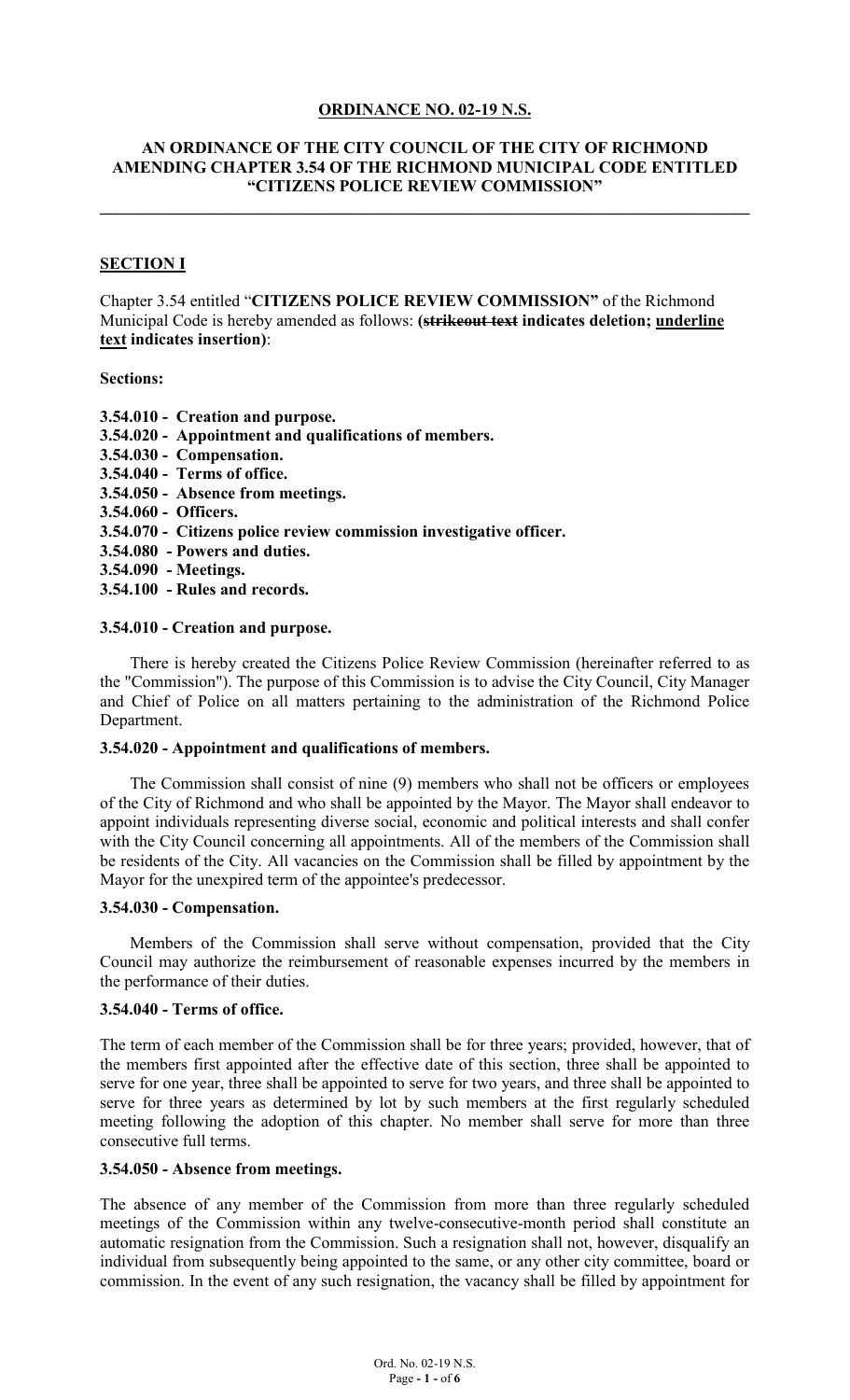**ORDINANCE NO. 02-19 N.S.**

**AN ORDINANCE OF THE CITY COUNCIL OF THE CITY OF RICHMOND AMENDING CHAPTER 3.54 OF THE RICHMOND MUNICIPAL CODE ENTITLED "CITIZENS POLICE REVIEW COMMISSION"**

---

**SECTION I**

Chapter 3.54 entitled "**CITIZENS POLICE REVIEW COMMISSION"** of the Richmond Municipal Code is hereby amended as follows: **(~~strikeout text~~ indicates deletion; <u>underline text</u> indicates insertion)**:

**Sections:**

**3.54.010 - Creation and purpose.**
**3.54.020 - Appointment and qualifications of members.**
**3.54.030 - Compensation.**
**3.54.040 - Terms of office.**
**3.54.050 - Absence from meetings.**
**3.54.060 - Officers.**
**3.54.070 - Citizens police review commission investigative officer.**
**3.54.080 - Powers and duties.**
**3.54.090 - Meetings.**
**3.54.100 - Rules and records.**

**3.54.010 - Creation and purpose.**

There is hereby created the Citizens Police Review Commission (hereinafter referred to as the "Commission"). The purpose of this Commission is to advise the City Council, City Manager and Chief of Police on all matters pertaining to the administration of the Richmond Police Department.

**3.54.020 - Appointment and qualifications of members.**

The Commission shall consist of nine (9) members who shall not be officers or employees of the City of Richmond and who shall be appointed by the Mayor. The Mayor shall endeavor to appoint individuals representing diverse social, economic and political interests and shall confer with the City Council concerning all appointments. All of the members of the Commission shall be residents of the City. All vacancies on the Commission shall be filled by appointment by the Mayor for the unexpired term of the appointee's predecessor.

**3.54.030 - Compensation.**

Members of the Commission shall serve without compensation, provided that the City Council may authorize the reimbursement of reasonable expenses incurred by the members in the performance of their duties.

**3.54.040 - Terms of office.**

The term of each member of the Commission shall be for three years; provided, however, that of the members first appointed after the effective date of this section, three shall be appointed to serve for one year, three shall be appointed to serve for two years, and three shall be appointed to serve for three years as determined by lot by such members at the first regularly scheduled meeting following the adoption of this chapter. No member shall serve for more than three consecutive full terms.

**3.54.050 - Absence from meetings.**

The absence of any member of the Commission from more than three regularly scheduled meetings of the Commission within any twelve-consecutive-month period shall constitute an automatic resignation from the Commission. Such a resignation shall not, however, disqualify an individual from subsequently being appointed to the same, or any other city committee, board or commission. In the event of any such resignation, the vacancy shall be filled by appointment for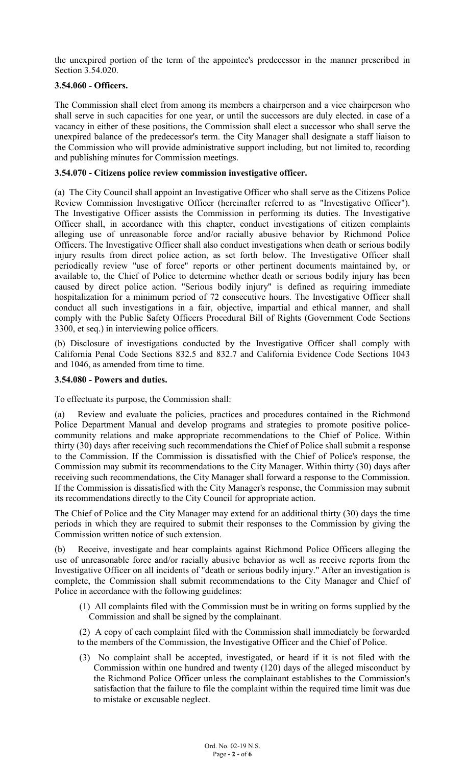the unexpired portion of the term of the appointee's predecessor in the manner prescribed in Section 3.54.020.

### 3.54.060 - Officers.

The Commission shall elect from among its members a chairperson and a vice chairperson who shall serve in such capacities for one year, or until the successors are duly elected. in case of a vacancy in either of these positions, the Commission shall elect a successor who shall serve the unexpired balance of the predecessor's term. the City Manager shall designate a staff liaison to the Commission who will provide administrative support including, but not limited to, recording and publishing minutes for Commission meetings.

### 3.54.070 - Citizens police review commission investigative officer.

(a) The City Council shall appoint an Investigative Officer who shall serve as the Citizens Police Review Commission Investigative Officer (hereinafter referred to as "Investigative Officer"). The Investigative Officer assists the Commission in performing its duties. The Investigative Officer shall, in accordance with this chapter, conduct investigations of citizen complaints alleging use of unreasonable force and/or racially abusive behavior by Richmond Police Officers. The Investigative Officer shall also conduct investigations when death or serious bodily injury results from direct police action, as set forth below. The Investigative Officer shall periodically review "use of force" reports or other pertinent documents maintained by, or available to, the Chief of Police to determine whether death or serious bodily injury has been caused by direct police action. "Serious bodily injury" is defined as requiring immediate hospitalization for a minimum period of 72 consecutive hours. The Investigative Officer shall conduct all such investigations in a fair, objective, impartial and ethical manner, and shall comply with the Public Safety Officers Procedural Bill of Rights (Government Code Sections 3300, et seq.) in interviewing police officers.

(b) Disclosure of investigations conducted by the Investigative Officer shall comply with California Penal Code Sections 832.5 and 832.7 and California Evidence Code Sections 1043 and 1046, as amended from time to time.

### 3.54.080 - Powers and duties.

To effectuate its purpose, the Commission shall:

(a) Review and evaluate the policies, practices and procedures contained in the Richmond Police Department Manual and develop programs and strategies to promote positive police-community relations and make appropriate recommendations to the Chief of Police. Within thirty (30) days after receiving such recommendations the Chief of Police shall submit a response to the Commission. If the Commission is dissatisfied with the Chief of Police's response, the Commission may submit its recommendations to the City Manager. Within thirty (30) days after receiving such recommendations, the City Manager shall forward a response to the Commission. If the Commission is dissatisfied with the City Manager's response, the Commission may submit its recommendations directly to the City Council for appropriate action.

The Chief of Police and the City Manager may extend for an additional thirty (30) days the time periods in which they are required to submit their responses to the Commission by giving the Commission written notice of such extension.

(b) Receive, investigate and hear complaints against Richmond Police Officers alleging the use of unreasonable force and/or racially abusive behavior as well as receive reports from the Investigative Officer on all incidents of "death or serious bodily injury." After an investigation is complete, the Commission shall submit recommendations to the City Manager and Chief of Police in accordance with the following guidelines:

(1) All complaints filed with the Commission must be in writing on forms supplied by the Commission and shall be signed by the complainant.

(2) A copy of each complaint filed with the Commission shall immediately be forwarded to the members of the Commission, the Investigative Officer and the Chief of Police.

(3) No complaint shall be accepted, investigated, or heard if it is not filed with the Commission within one hundred and twenty (120) days of the alleged misconduct by the Richmond Police Officer unless the complainant establishes to the Commission's satisfaction that the failure to file the complaint within the required time limit was due to mistake or excusable neglect.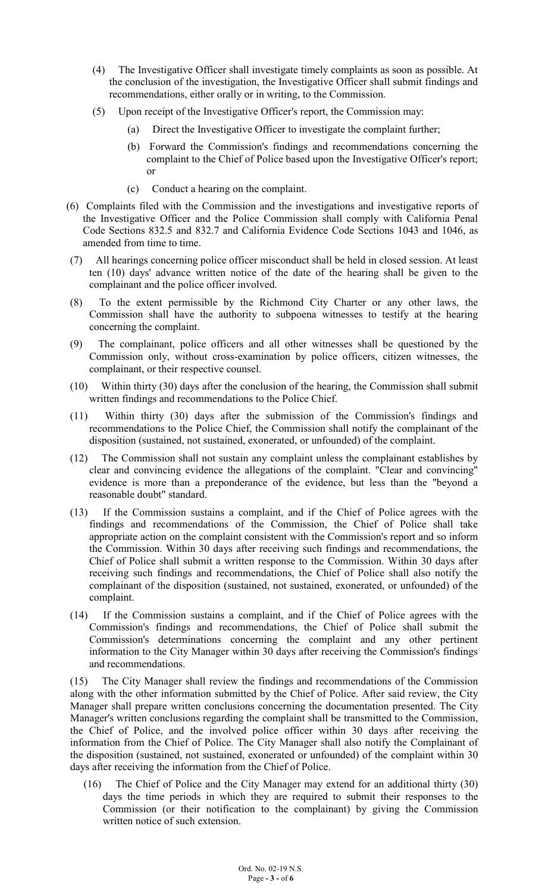(4) The Investigative Officer shall investigate timely complaints as soon as possible. At the conclusion of the investigation, the Investigative Officer shall submit findings and recommendations, either orally or in writing, to the Commission.

(5) Upon receipt of the Investigative Officer's report, the Commission may:

(a) Direct the Investigative Officer to investigate the complaint further;

(b) Forward the Commission's findings and recommendations concerning the complaint to the Chief of Police based upon the Investigative Officer's report; or

(c) Conduct a hearing on the complaint.

(6) Complaints filed with the Commission and the investigations and investigative reports of the Investigative Officer and the Police Commission shall comply with California Penal Code Sections 832.5 and 832.7 and California Evidence Code Sections 1043 and 1046, as amended from time to time.

(7) All hearings concerning police officer misconduct shall be held in closed session. At least ten (10) days' advance written notice of the date of the hearing shall be given to the complainant and the police officer involved.

(8) To the extent permissible by the Richmond City Charter or any other laws, the Commission shall have the authority to subpoena witnesses to testify at the hearing concerning the complaint.

(9) The complainant, police officers and all other witnesses shall be questioned by the Commission only, without cross-examination by police officers, citizen witnesses, the complainant, or their respective counsel.

(10) Within thirty (30) days after the conclusion of the hearing, the Commission shall submit written findings and recommendations to the Police Chief.

(11) Within thirty (30) days after the submission of the Commission's findings and recommendations to the Police Chief, the Commission shall notify the complainant of the disposition (sustained, not sustained, exonerated, or unfounded) of the complaint.

(12) The Commission shall not sustain any complaint unless the complainant establishes by clear and convincing evidence the allegations of the complaint. "Clear and convincing" evidence is more than a preponderance of the evidence, but less than the "beyond a reasonable doubt" standard.

(13) If the Commission sustains a complaint, and if the Chief of Police agrees with the findings and recommendations of the Commission, the Chief of Police shall take appropriate action on the complaint consistent with the Commission's report and so inform the Commission. Within 30 days after receiving such findings and recommendations, the Chief of Police shall submit a written response to the Commission. Within 30 days after receiving such findings and recommendations, the Chief of Police shall also notify the complainant of the disposition (sustained, not sustained, exonerated, or unfounded) of the complaint.

(14) If the Commission sustains a complaint, and if the Chief of Police agrees with the Commission's findings and recommendations, the Chief of Police shall submit the Commission's determinations concerning the complaint and any other pertinent information to the City Manager within 30 days after receiving the Commission's findings and recommendations.

(15) The City Manager shall review the findings and recommendations of the Commission along with the other information submitted by the Chief of Police. After said review, the City Manager shall prepare written conclusions concerning the documentation presented. The City Manager's written conclusions regarding the complaint shall be transmitted to the Commission, the Chief of Police, and the involved police officer within 30 days after receiving the information from the Chief of Police. The City Manager shall also notify the Complainant of the disposition (sustained, not sustained, exonerated or unfounded) of the complaint within 30 days after receiving the information from the Chief of Police.

(16) The Chief of Police and the City Manager may extend for an additional thirty (30) days the time periods in which they are required to submit their responses to the Commission (or their notification to the complainant) by giving the Commission written notice of such extension.

Ord. No. 02-19 N.S.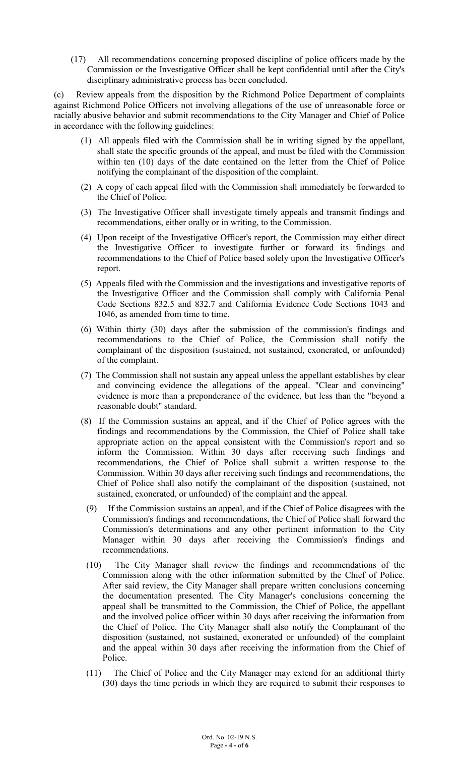(17) All recommendations concerning proposed discipline of police officers made by the Commission or the Investigative Officer shall be kept confidential until after the City's disciplinary administrative process has been concluded.

(c) Review appeals from the disposition by the Richmond Police Department of complaints against Richmond Police Officers not involving allegations of the use of unreasonable force or racially abusive behavior and submit recommendations to the City Manager and Chief of Police in accordance with the following guidelines:

(1) All appeals filed with the Commission shall be in writing signed by the appellant, shall state the specific grounds of the appeal, and must be filed with the Commission within ten (10) days of the date contained on the letter from the Chief of Police notifying the complainant of the disposition of the complaint.

(2) A copy of each appeal filed with the Commission shall immediately be forwarded to the Chief of Police.

(3) The Investigative Officer shall investigate timely appeals and transmit findings and recommendations, either orally or in writing, to the Commission.

(4) Upon receipt of the Investigative Officer's report, the Commission may either direct the Investigative Officer to investigate further or forward its findings and recommendations to the Chief of Police based solely upon the Investigative Officer's report.

(5) Appeals filed with the Commission and the investigations and investigative reports of the Investigative Officer and the Commission shall comply with California Penal Code Sections 832.5 and 832.7 and California Evidence Code Sections 1043 and 1046, as amended from time to time.

(6) Within thirty (30) days after the submission of the commission's findings and recommendations to the Chief of Police, the Commission shall notify the complainant of the disposition (sustained, not sustained, exonerated, or unfounded) of the complaint.

(7) The Commission shall not sustain any appeal unless the appellant establishes by clear and convincing evidence the allegations of the appeal. "Clear and convincing" evidence is more than a preponderance of the evidence, but less than the "beyond a reasonable doubt" standard.

(8) If the Commission sustains an appeal, and if the Chief of Police agrees with the findings and recommendations by the Commission, the Chief of Police shall take appropriate action on the appeal consistent with the Commission's report and so inform the Commission. Within 30 days after receiving such findings and recommendations, the Chief of Police shall submit a written response to the Commission. Within 30 days after receiving such findings and recommendations, the Chief of Police shall also notify the complainant of the disposition (sustained, not sustained, exonerated, or unfounded) of the complaint and the appeal.

(9) If the Commission sustains an appeal, and if the Chief of Police disagrees with the Commission's findings and recommendations, the Chief of Police shall forward the Commission's determinations and any other pertinent information to the City Manager within 30 days after receiving the Commission's findings and recommendations.

(10) The City Manager shall review the findings and recommendations of the Commission along with the other information submitted by the Chief of Police. After said review, the City Manager shall prepare written conclusions concerning the documentation presented. The City Manager's conclusions concerning the appeal shall be transmitted to the Commission, the Chief of Police, the appellant and the involved police officer within 30 days after receiving the information from the Chief of Police. The City Manager shall also notify the Complainant of the disposition (sustained, not sustained, exonerated or unfounded) of the complaint and the appeal within 30 days after receiving the information from the Chief of Police.

(11) The Chief of Police and the City Manager may extend for an additional thirty (30) days the time periods in which they are required to submit their responses to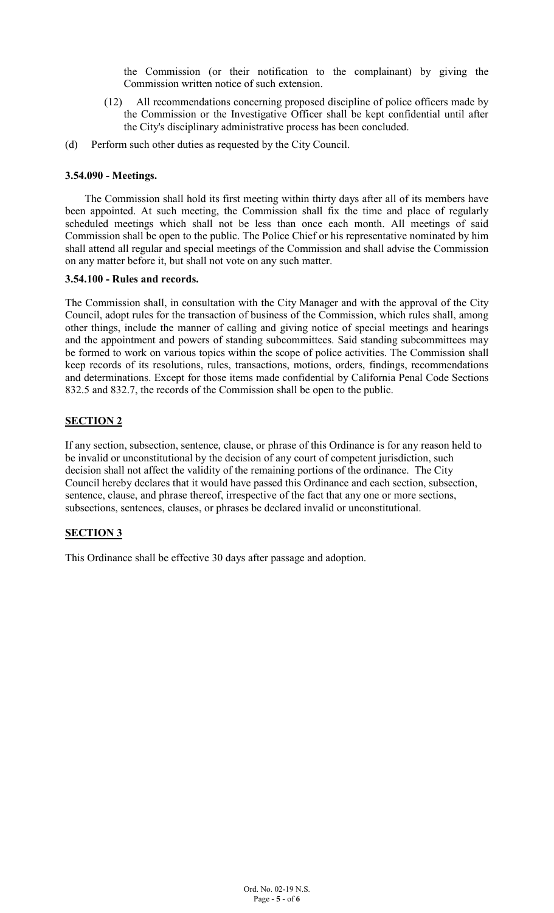the Commission (or their notification to the complainant) by giving the Commission written notice of such extension.

(12) All recommendations concerning proposed discipline of police officers made by the Commission or the Investigative Officer shall be kept confidential until after the City's disciplinary administrative process has been concluded.

(d) Perform such other duties as requested by the City Council.

**3.54.090 - Meetings.**

The Commission shall hold its first meeting within thirty days after all of its members have been appointed. At such meeting, the Commission shall fix the time and place of regularly scheduled meetings which shall not be less than once each month. All meetings of said Commission shall be open to the public. The Police Chief or his representative nominated by him shall attend all regular and special meetings of the Commission and shall advise the Commission on any matter before it, but shall not vote on any such matter.

**3.54.100 - Rules and records.**

The Commission shall, in consultation with the City Manager and with the approval of the City Council, adopt rules for the transaction of business of the Commission, which rules shall, among other things, include the manner of calling and giving notice of special meetings and hearings and the appointment and powers of standing subcommittees. Said standing subcommittees may be formed to work on various topics within the scope of police activities. The Commission shall keep records of its resolutions, rules, transactions, motions, orders, findings, recommendations and determinations. Except for those items made confidential by California Penal Code Sections 832.5 and 832.7, the records of the Commission shall be open to the public.

**SECTION 2**

If any section, subsection, sentence, clause, or phrase of this Ordinance is for any reason held to be invalid or unconstitutional by the decision of any court of competent jurisdiction, such decision shall not affect the validity of the remaining portions of the ordinance. The City Council hereby declares that it would have passed this Ordinance and each section, subsection, sentence, clause, and phrase thereof, irrespective of the fact that any one or more sections, subsections, sentences, clauses, or phrases be declared invalid or unconstitutional.

**SECTION 3**

This Ordinance shall be effective 30 days after passage and adoption.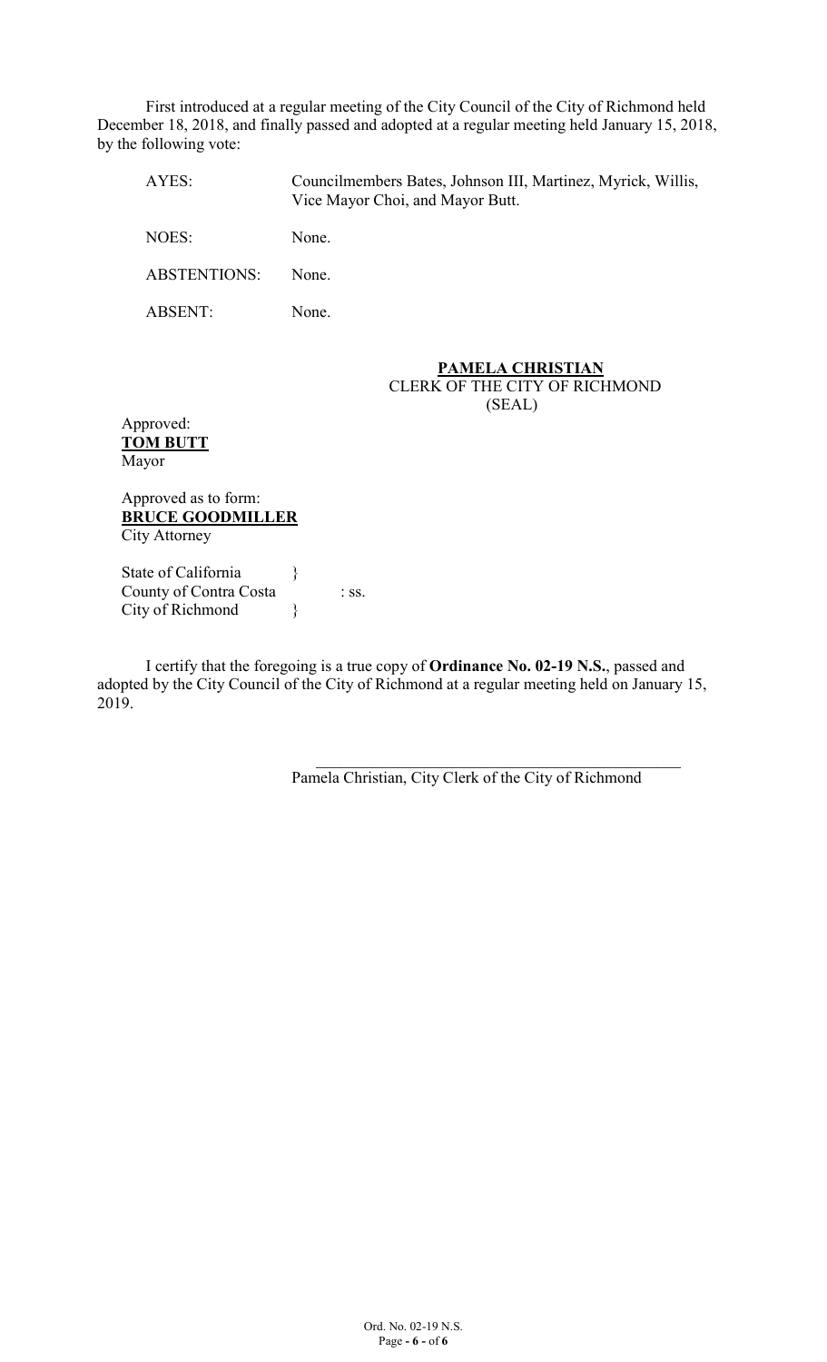First introduced at a regular meeting of the City Council of the City of Richmond held December 18, 2018, and finally passed and adopted at a regular meeting held January 15, 2018, by the following vote:

| | |
|---|---|
| AYES: | Councilmembers Bates, Johnson III, Martinez, Myrick, Willis, Vice Mayor Choi, and Mayor Butt. |
| NOES: | None. |
| ABSTENTIONS: | None. |
| ABSENT: | None. |

**PAMELA CHRISTIAN**
CLERK OF THE CITY OF RICHMOND
(SEAL)

Approved:
**TOM BUTT**
Mayor

Approved as to form:
**BRUCE GOODMILLER**
City Attorney

State of California }
County of Contra Costa : ss.
City of Richmond }

I certify that the foregoing is a true copy of **Ordinance No. 02-19 N.S.**, passed and adopted by the City Council of the City of Richmond at a regular meeting held on January 15, 2019.

_______________________________________________
Pamela Christian, City Clerk of the City of Richmond